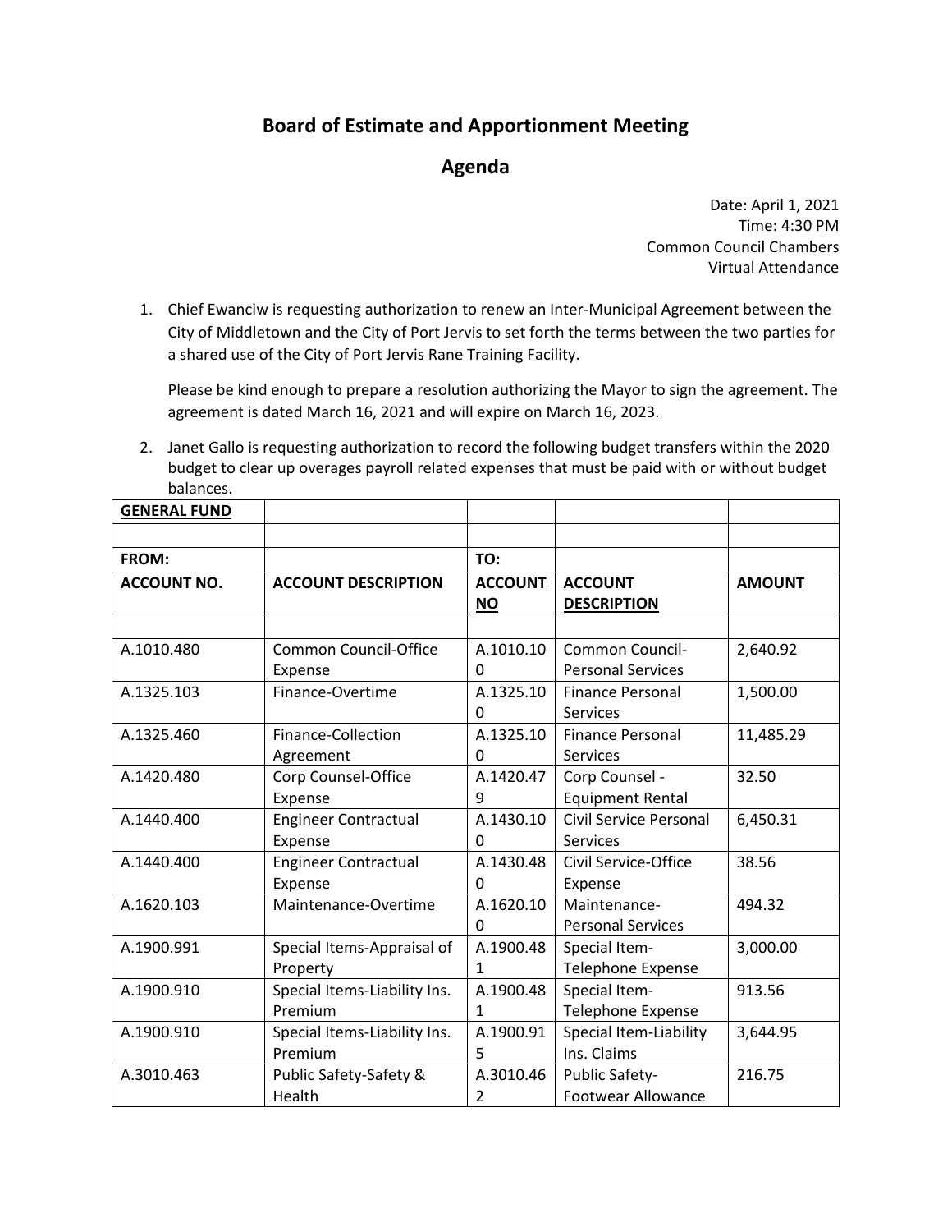# Board of Estimate and Apportionment Meeting

## Agenda

Date: April 1, 2021
Time: 4:30 PM
Common Council Chambers
Virtual Attendance

1. Chief Ewanciw is requesting authorization to renew an Inter-Municipal Agreement between the City of Middletown and the City of Port Jervis to set forth the terms between the two parties for a shared use of the City of Port Jervis Rane Training Facility.

   Please be kind enough to prepare a resolution authorizing the Mayor to sign the agreement. The agreement is dated March 16, 2021 and will expire on March 16, 2023.

2. Janet Gallo is requesting authorization to record the following budget transfers within the 2020 budget to clear up overages payroll related expenses that must be paid with or without budget balances.

| **GENERAL FUND** | | | | |
|---|---|---|---|---|
| | | | | |
| **FROM:** | | **TO:** | | |
| **ACCOUNT NO.** | **ACCOUNT DESCRIPTION** | **ACCOUNT NO** | **ACCOUNT DESCRIPTION** | **AMOUNT** |
| | | | | |
| A.1010.480 | Common Council-Office Expense | A.1010.100 | Common Council-Personal Services | 2,640.92 |
| A.1325.103 | Finance-Overtime | A.1325.100 | Finance Personal Services | 1,500.00 |
| A.1325.460 | Finance-Collection Agreement | A.1325.100 | Finance Personal Services | 11,485.29 |
| A.1420.480 | Corp Counsel-Office Expense | A.1420.479 | Corp Counsel - Equipment Rental | 32.50 |
| A.1440.400 | Engineer Contractual Expense | A.1430.100 | Civil Service Personal Services | 6,450.31 |
| A.1440.400 | Engineer Contractual Expense | A.1430.480 | Civil Service-Office Expense | 38.56 |
| A.1620.103 | Maintenance-Overtime | A.1620.100 | Maintenance-Personal Services | 494.32 |
| A.1900.991 | Special Items-Appraisal of Property | A.1900.481 | Special Item-Telephone Expense | 3,000.00 |
| A.1900.910 | Special Items-Liability Ins. Premium | A.1900.481 | Special Item-Telephone Expense | 913.56 |
| A.1900.910 | Special Items-Liability Ins. Premium | A.1900.915 | Special Item-Liability Ins. Claims | 3,644.95 |
| A.3010.463 | Public Safety-Safety & Health | A.3010.462 | Public Safety-Footwear Allowance | 216.75 |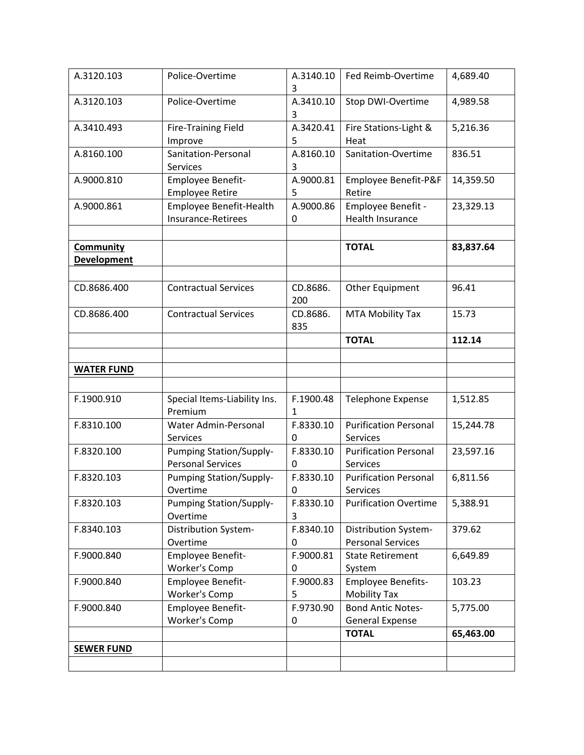| | | | | |
|---|---|---|---|---|
| A.3120.103 | Police-Overtime | A.3140.103 | Fed Reimb-Overtime | 4,689.40 |
| A.3120.103 | Police-Overtime | A.3410.103 | Stop DWI-Overtime | 4,989.58 |
| A.3410.493 | Fire-Training Field Improve | A.3420.415 | Fire Stations-Light & Heat | 5,216.36 |
| A.8160.100 | Sanitation-Personal Services | A.8160.103 | Sanitation-Overtime | 836.51 |
| A.9000.810 | Employee Benefit-Employee Retire | A.9000.815 | Employee Benefit-P&F Retire | 14,359.50 |
| A.9000.861 | Employee Benefit-Health Insurance-Retirees | A.9000.860 | Employee Benefit - Health Insurance | 23,329.13 |
| | | | | |
| **Community Development** | | | **TOTAL** | **83,837.64** |
| | | | | |
| CD.8686.400 | Contractual Services | CD.8686.200 | Other Equipment | 96.41 |
| CD.8686.400 | Contractual Services | CD.8686.835 | MTA Mobility Tax | 15.73 |
| | | | **TOTAL** | **112.14** |
| | | | | |
| **WATER FUND** | | | | |
| | | | | |
| F.1900.910 | Special Items-Liability Ins. Premium | F.1900.481 | Telephone Expense | 1,512.85 |
| F.8310.100 | Water Admin-Personal Services | F.8330.100 | Purification Personal Services | 15,244.78 |
| F.8320.100 | Pumping Station/Supply-Personal Services | F.8330.100 | Purification Personal Services | 23,597.16 |
| F.8320.103 | Pumping Station/Supply-Overtime | F.8330.100 | Purification Personal Services | 6,811.56 |
| F.8320.103 | Pumping Station/Supply-Overtime | F.8330.103 | Purification Overtime | 5,388.91 |
| F.8340.103 | Distribution System-Overtime | F.8340.100 | Distribution System-Personal Services | 379.62 |
| F.9000.840 | Employee Benefit-Worker's Comp | F.9000.810 | State Retirement System | 6,649.89 |
| F.9000.840 | Employee Benefit-Worker's Comp | F.9000.835 | Employee Benefits-Mobility Tax | 103.23 |
| F.9000.840 | Employee Benefit-Worker's Comp | F.9730.900 | Bond Antic Notes-General Expense | 5,775.00 |
| | | | **TOTAL** | **65,463.00** |
| **SEWER FUND** | | | | |
| | | | | |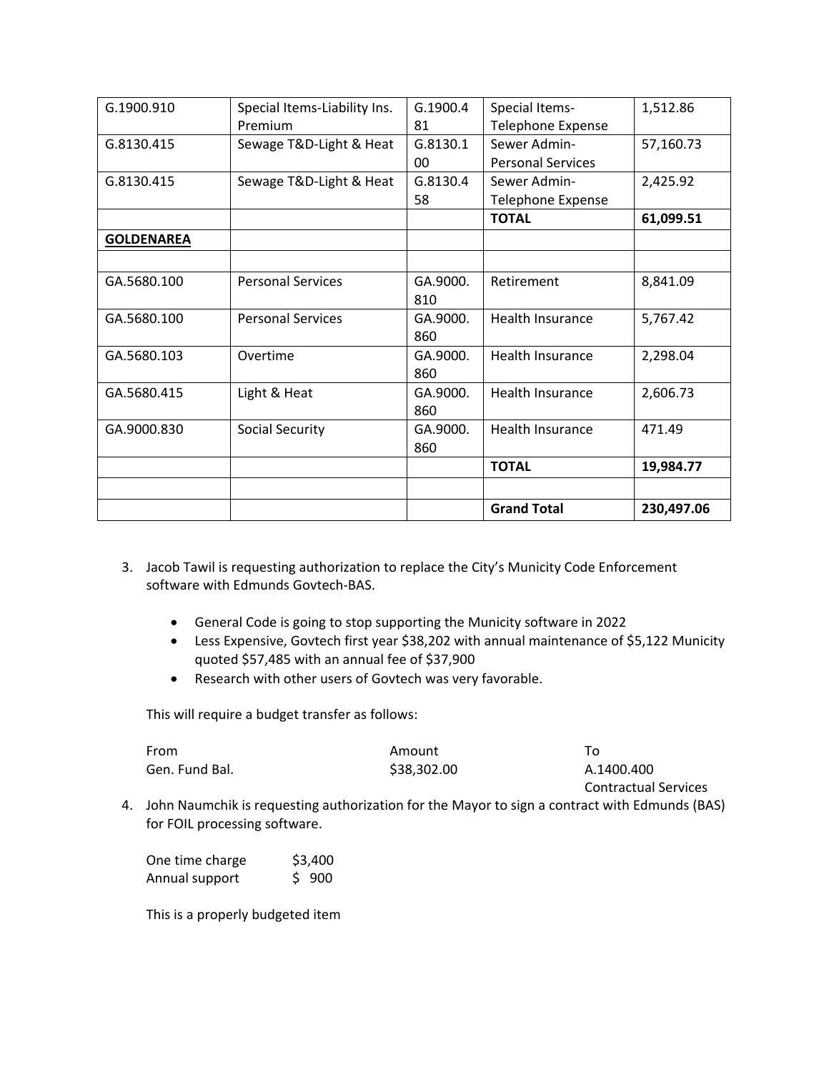| | | | | |
|---|---|---|---|---|
| G.1900.910 | Special Items-Liability Ins. Premium | G.1900.481 | Special Items-Telephone Expense | 1,512.86 |
| G.8130.415 | Sewage T&D-Light & Heat | G.8130.100 | Sewer Admin-Personal Services | 57,160.73 |
| G.8130.415 | Sewage T&D-Light & Heat | G.8130.458 | Sewer Admin-Telephone Expense | 2,425.92 |
| | | | **TOTAL** | **61,099.51** |
| **GOLDENAREA** | | | | |
| | | | | |
| GA.5680.100 | Personal Services | GA.9000.810 | Retirement | 8,841.09 |
| GA.5680.100 | Personal Services | GA.9000.860 | Health Insurance | 5,767.42 |
| GA.5680.103 | Overtime | GA.9000.860 | Health Insurance | 2,298.04 |
| GA.5680.415 | Light & Heat | GA.9000.860 | Health Insurance | 2,606.73 |
| GA.9000.830 | Social Security | GA.9000.860 | Health Insurance | 471.49 |
| | | | **TOTAL** | **19,984.77** |
| | | | | |
| | | | **Grand Total** | **230,497.06** |

3. Jacob Tawil is requesting authorization to replace the City's Municity Code Enforcement software with Edmunds Govtech-BAS.

   - General Code is going to stop supporting the Municity software in 2022
   - Less Expensive, Govtech first year $38,202 with annual maintenance of $5,122 Municity quoted $57,485 with an annual fee of $37,900
   - Research with other users of Govtech was very favorable.

   This will require a budget transfer as follows:

   | From | Amount | To |
   |---|---|---|
   | Gen. Fund Bal. | $38,302.00 | A.1400.400 Contractual Services |

4. John Naumchik is requesting authorization for the Mayor to sign a contract with Edmunds (BAS) for FOIL processing software.

   | | |
   |---|---|
   | One time charge | $3,400 |
   | Annual support | $ 900 |

   This is a properly budgeted item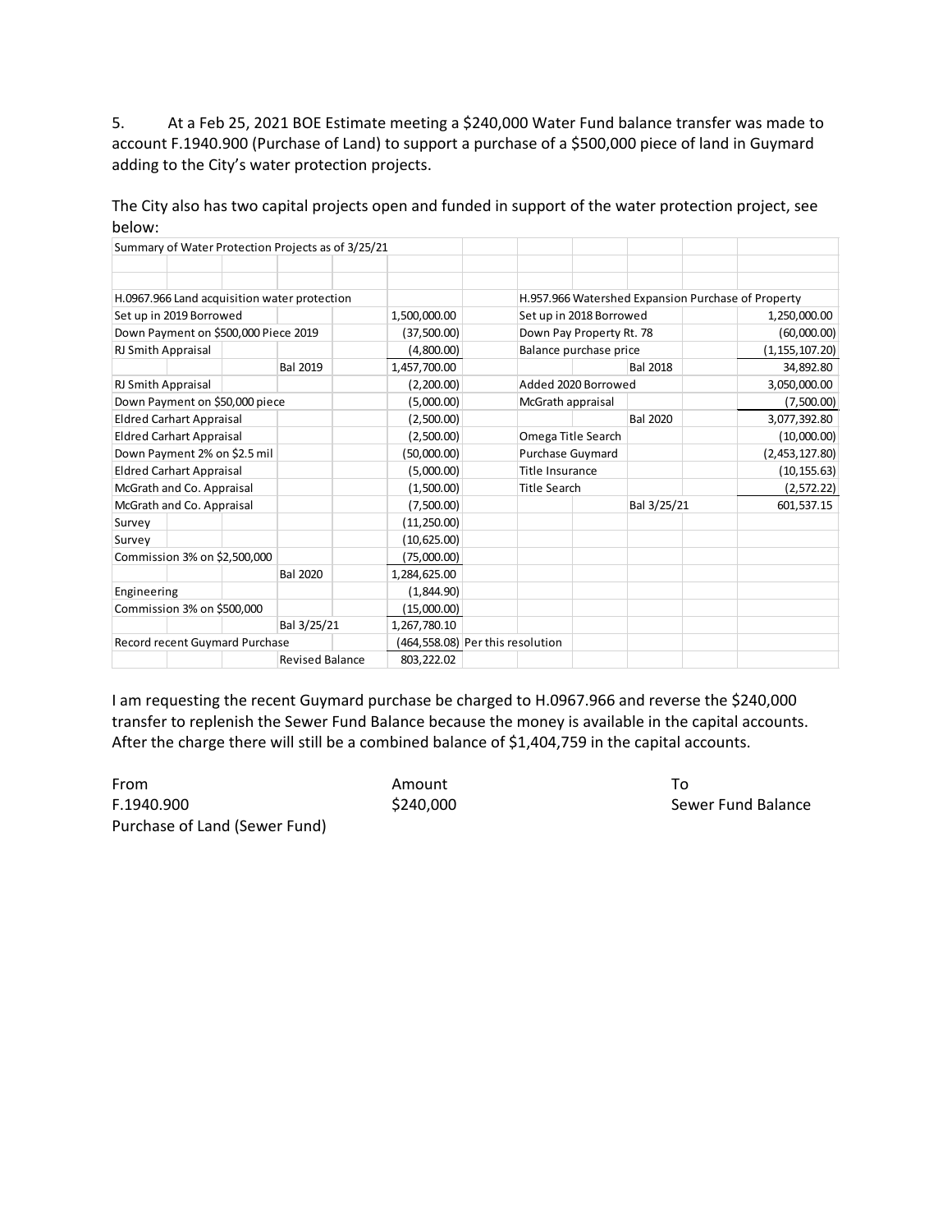5. At a Feb 25, 2021 BOE Estimate meeting a $240,000 Water Fund balance transfer was made to account F.1940.900 (Purchase of Land) to support a purchase of a $500,000 piece of land in Guymard adding to the City's water protection projects.

The City also has two capital projects open and funded in support of the water protection project, see below:

| | | | | | | |
|---|---|---|---|---|---|---|
| Summary of Water Protection Projects as of 3/25/21 | | | | | | |
| | | | | | | |
| H.0967.966 Land acquisition water protection | | | | H.957.966 Watershed Expansion Purchase of Property | | |
| Set up in 2019 Borrowed | | 1,500,000.00 | | Set up in 2018 Borrowed | | 1,250,000.00 |
| Down Payment on $500,000 Piece 2019 | | (37,500.00) | | Down Pay Property Rt. 78 | | (60,000.00) |
| RJ Smith Appraisal | | (4,800.00) | | Balance purchase price | | (1,155,107.20) |
| | Bal 2019 | 1,457,700.00 | | | Bal 2018 | 34,892.80 |
| RJ Smith Appraisal | | (2,200.00) | | Added 2020 Borrowed | | 3,050,000.00 |
| Down Payment on $50,000 piece | | (5,000.00) | | McGrath appraisal | | (7,500.00) |
| Eldred Carhart Appraisal | | (2,500.00) | | | Bal 2020 | 3,077,392.80 |
| Eldred Carhart Appraisal | | (2,500.00) | | Omega Title Search | | (10,000.00) |
| Down Payment 2% on $2.5 mil | | (50,000.00) | | Purchase Guymard | | (2,453,127.80) |
| Eldred Carhart Appraisal | | (5,000.00) | | Title Insurance | | (10,155.63) |
| McGrath and Co. Appraisal | | (1,500.00) | | Title Search | | (2,572.22) |
| McGrath and Co. Appraisal | | (7,500.00) | | | Bal 3/25/21 | 601,537.15 |
| Survey | | (11,250.00) | | | | |
| Survey | | (10,625.00) | | | | |
| Commission 3% on $2,500,000 | | (75,000.00) | | | | |
| | Bal 2020 | 1,284,625.00 | | | | |
| Engineering | | (1,844.90) | | | | |
| Commission 3% on $500,000 | | (15,000.00) | | | | |
| | Bal 3/25/21 | 1,267,780.10 | | | | |
| Record recent Guymard Purchase | | (464,558.08) | Per this resolution | | | |
| | Revised Balance | 803,222.02 | | | | |

I am requesting the recent Guymard purchase be charged to H.0967.966 and reverse the $240,000 transfer to replenish the Sewer Fund Balance because the money is available in the capital accounts. After the charge there will still be a combined balance of $1,404,759 in the capital accounts.

| From | Amount | To |
|---|---|---|
| F.1940.900<br>Purchase of Land (Sewer Fund) | $240,000 | Sewer Fund Balance |